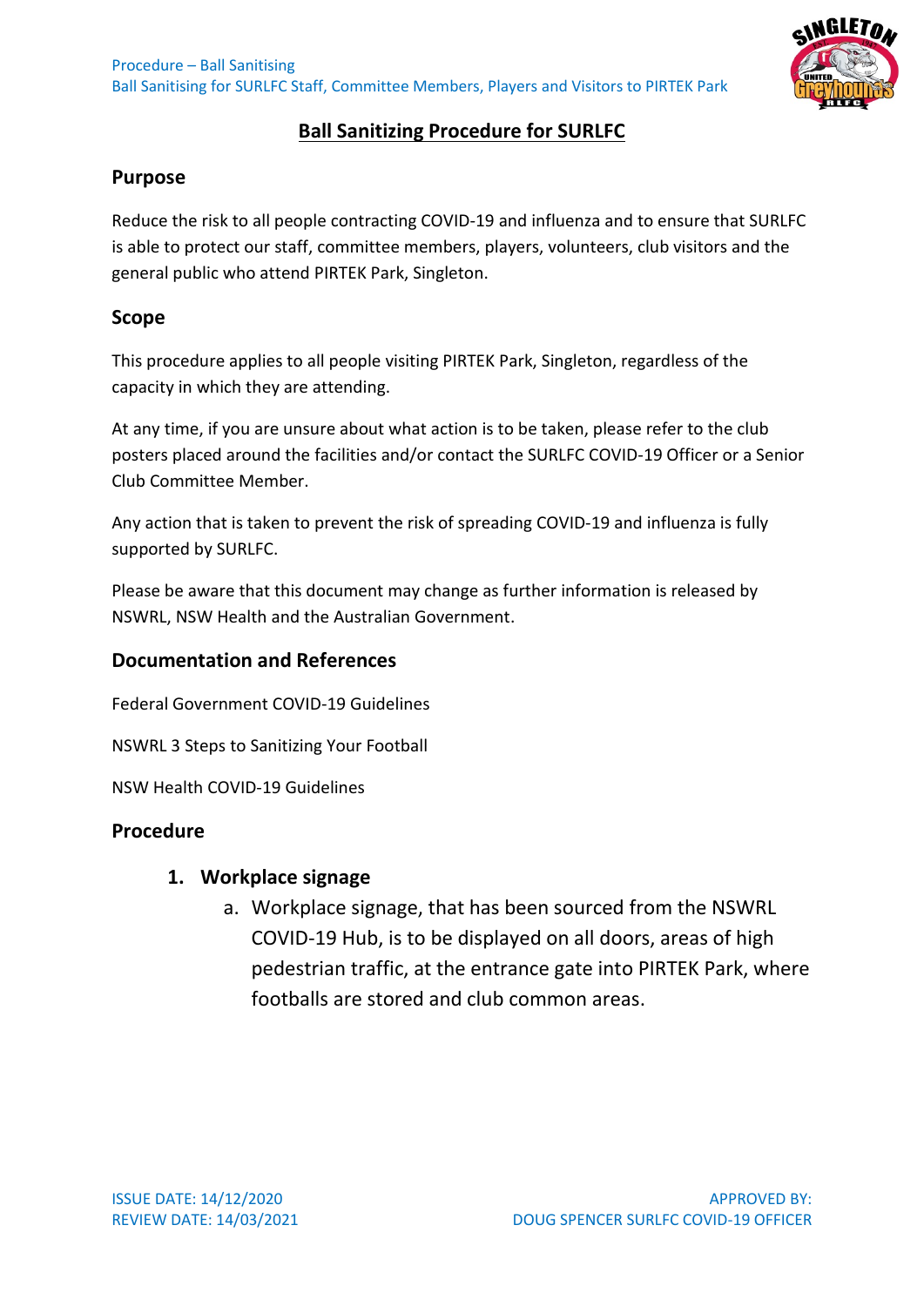# Ball Sanitizing Procedure for SURLFC

## Purpose

Reduce the risk to all people contracting COVID-19 and influenza and to ensure that SURLFC is able to protect our staff, committee members, players, volunteers, club visitors and the general public who attend PIRTEK Park, Singleton.

## Scope

This procedure applies to all people visiting PIRTEK Park, Singleton, regardless of the capacity in which they are attending.

At any time, if you are unsure about what action is to be taken, please refer to the club posters placed around the facilities and/or contact the SURLFC COVID-19 Officer or a Senior Club Committee Member.

Any action that is taken to prevent the risk of spreading COVID-19 and influenza is fully supported by SURLFC.

Please be aware that this document may change as further information is released by NSWRL, NSW Health and the Australian Government.

## Documentation and References

Federal Government COVID-19 Guidelines

NSWRL 3 Steps to Sanitizing Your Football

NSW Health COVID-19 Guidelines

## Procedure

1. **Workplace signage**
   a. Workplace signage, that has been sourced from the NSWRL COVID-19 Hub, is to be displayed on all doors, areas of high pedestrian traffic, at the entrance gate into PIRTEK Park, where footballs are stored and club common areas.

ISSUE DATE: 14/12/2020
REVIEW DATE: 14/03/2021

APPROVED BY:
DOUG SPENCER SURLFC COVID-19 OFFICER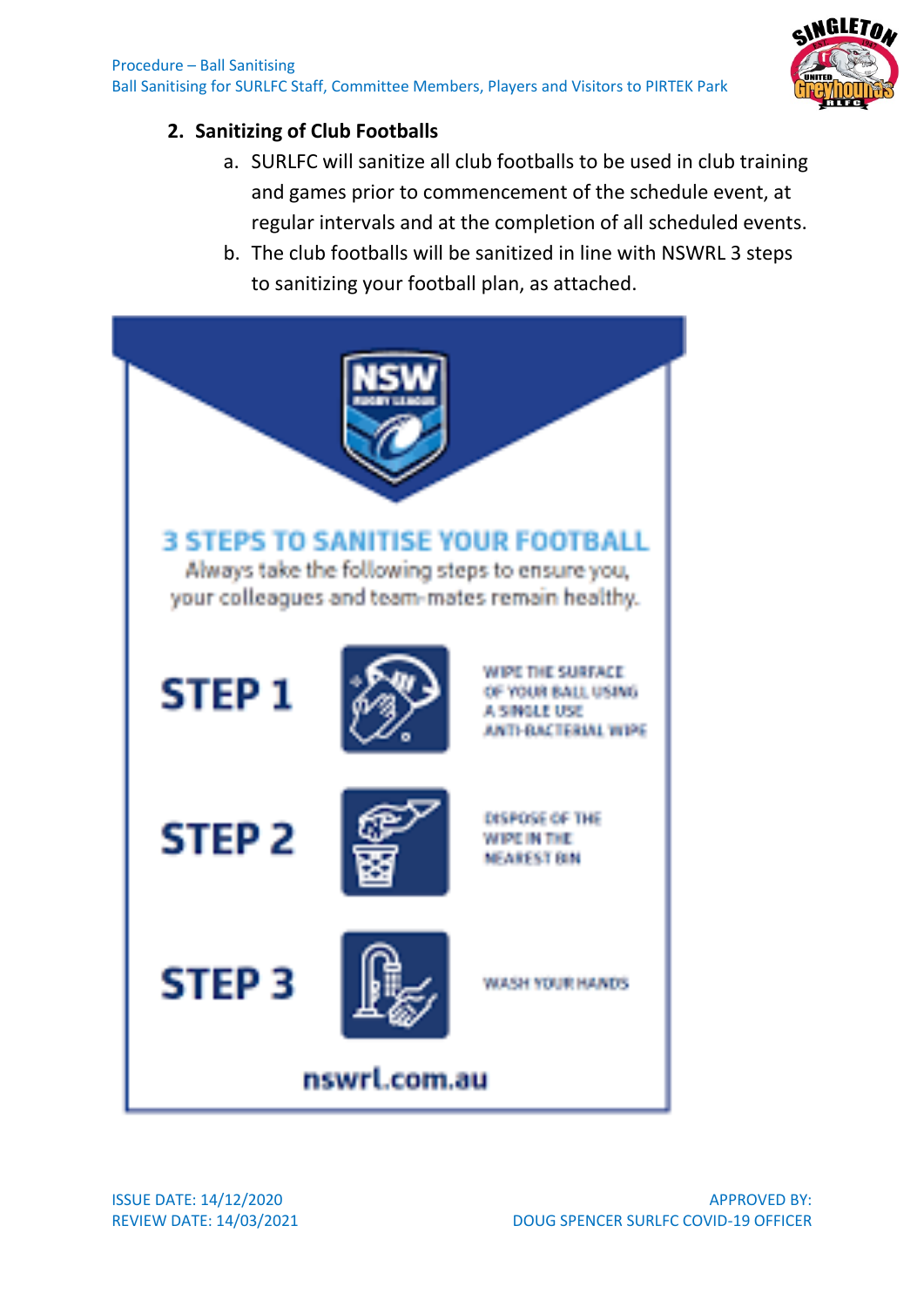2. **Sanitizing of Club Footballs**
    a. SURLFC will sanitize all club footballs to be used in club training and games prior to commencement of the schedule event, at regular intervals and at the completion of all scheduled events.
    b. The club footballs will be sanitized in line with NSWRL 3 steps to sanitizing your football plan, as attached.

NSW RUGBY LEAGUE

**3 STEPS TO SANITISE YOUR FOOTBALL**

Always take the following steps to ensure you, your colleagues and team-mates remain healthy.

**STEP 1** WIPE THE SURFACE OF YOUR BALL USING A SINGLE USE ANTI-BACTERIAL WIPE

**STEP 2** DISPOSE OF THE WIPE IN THE NEAREST BIN

**STEP 3** WASH YOUR HANDS

nswrl.com.au

ISSUE DATE: 14/12/2020
REVIEW DATE: 14/03/2021

APPROVED BY:
DOUG SPENCER SURLFC COVID-19 OFFICER